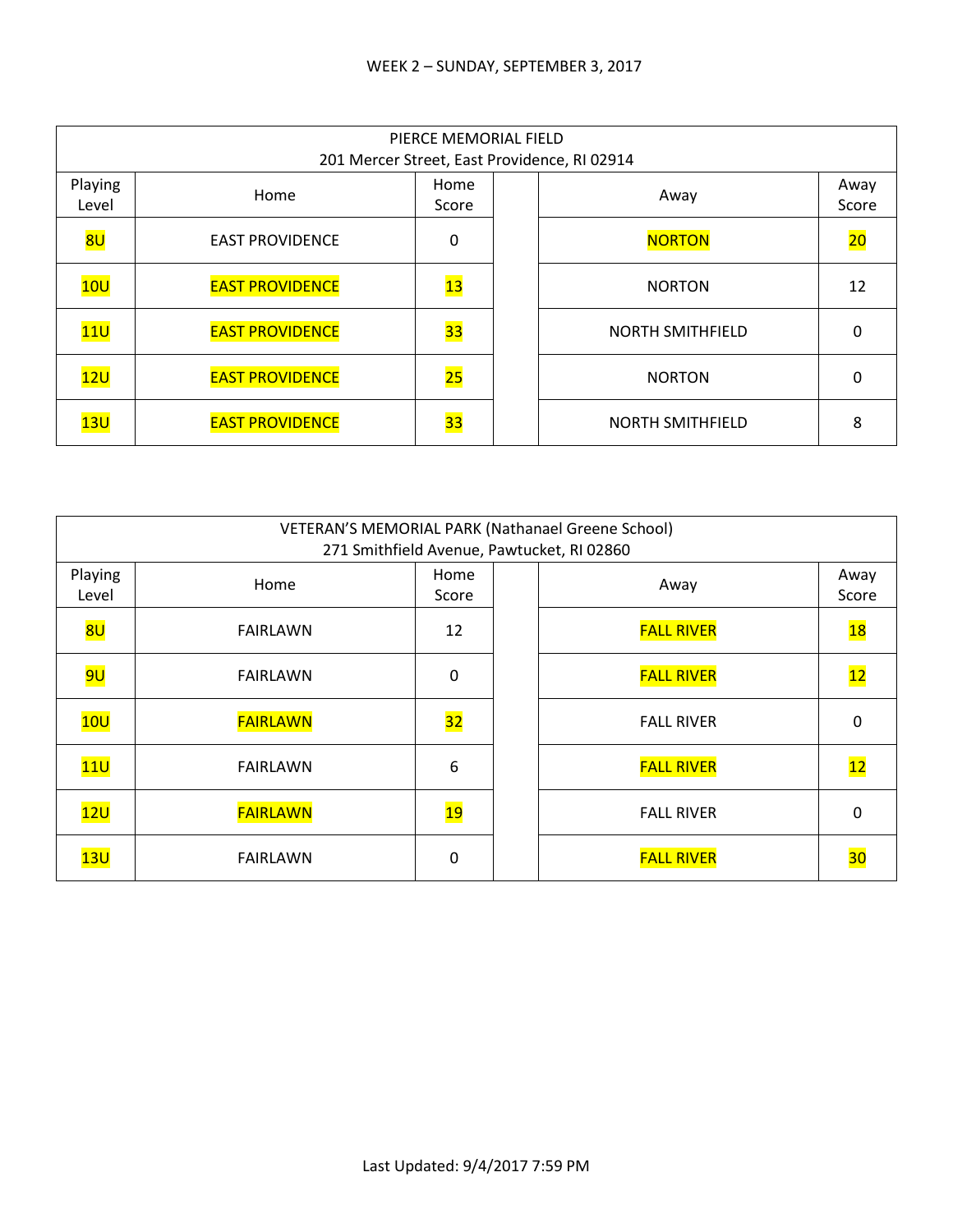WEEK 2 – SUNDAY, SEPTEMBER 3, 2017

| PIERCE MEMORIAL FIELD<br>201 Mercer Street, East Providence, RI 02914 | | | | | |
|---|---|---|---|---|---|
| Playing Level | Home | Home Score | | Away | Away Score |
| 8U | EAST PROVIDENCE | 0 | | NORTON | 20 |
| 10U | EAST PROVIDENCE | 13 | | NORTON | 12 |
| 11U | EAST PROVIDENCE | 33 | | NORTH SMITHFIELD | 0 |
| 12U | EAST PROVIDENCE | 25 | | NORTON | 0 |
| 13U | EAST PROVIDENCE | 33 | | NORTH SMITHFIELD | 8 |

| VETERAN'S MEMORIAL PARK (Nathanael Greene School)<br>271 Smithfield Avenue, Pawtucket, RI 02860 | | | | | |
|---|---|---|---|---|---|
| Playing Level | Home | Home Score | | Away | Away Score |
| 8U | FAIRLAWN | 12 | | FALL RIVER | 18 |
| 9U | FAIRLAWN | 0 | | FALL RIVER | 12 |
| 10U | FAIRLAWN | 32 | | FALL RIVER | 0 |
| 11U | FAIRLAWN | 6 | | FALL RIVER | 12 |
| 12U | FAIRLAWN | 19 | | FALL RIVER | 0 |
| 13U | FAIRLAWN | 0 | | FALL RIVER | 30 |

Last Updated: 9/4/2017 7:59 PM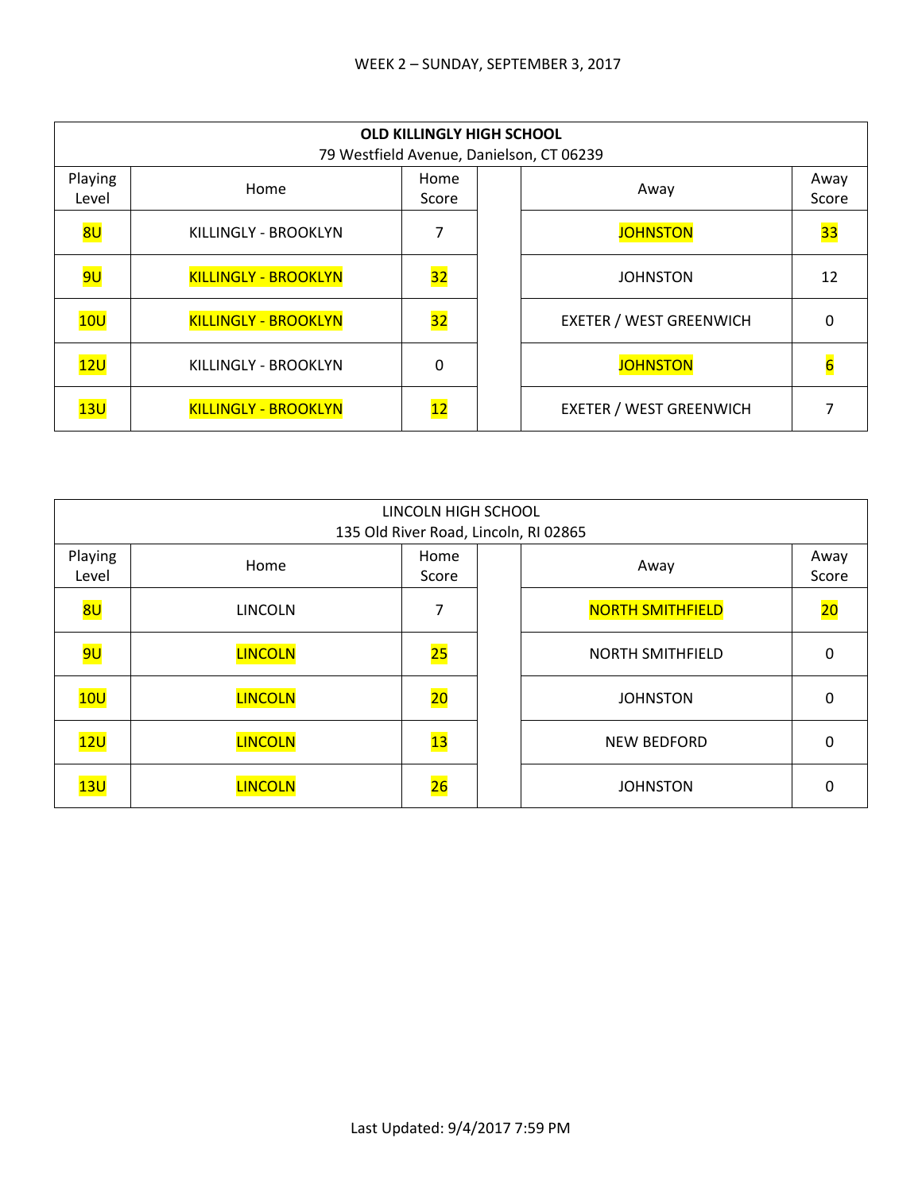WEEK 2 – SUNDAY, SEPTEMBER 3, 2017

| **OLD KILLINGLY HIGH SCHOOL**<br>79 Westfield Avenue, Danielson, CT 06239 | | | | | |
|---|---|---|---|---|---|
| Playing Level | Home | Home Score | | Away | Away Score |
| 8U | KILLINGLY - BROOKLYN | 7 | | JOHNSTON | 33 |
| 9U | KILLINGLY - BROOKLYN | 32 | | JOHNSTON | 12 |
| 10U | KILLINGLY - BROOKLYN | 32 | | EXETER / WEST GREENWICH | 0 |
| 12U | KILLINGLY - BROOKLYN | 0 | | JOHNSTON | 6 |
| 13U | KILLINGLY - BROOKLYN | 12 | | EXETER / WEST GREENWICH | 7 |

| LINCOLN HIGH SCHOOL<br>135 Old River Road, Lincoln, RI 02865 | | | | | |
|---|---|---|---|---|---|
| Playing Level | Home | Home Score | | Away | Away Score |
| 8U | LINCOLN | 7 | | NORTH SMITHFIELD | 20 |
| 9U | LINCOLN | 25 | | NORTH SMITHFIELD | 0 |
| 10U | LINCOLN | 20 | | JOHNSTON | 0 |
| 12U | LINCOLN | 13 | | NEW BEDFORD | 0 |
| 13U | LINCOLN | 26 | | JOHNSTON | 0 |

Last Updated: 9/4/2017 7:59 PM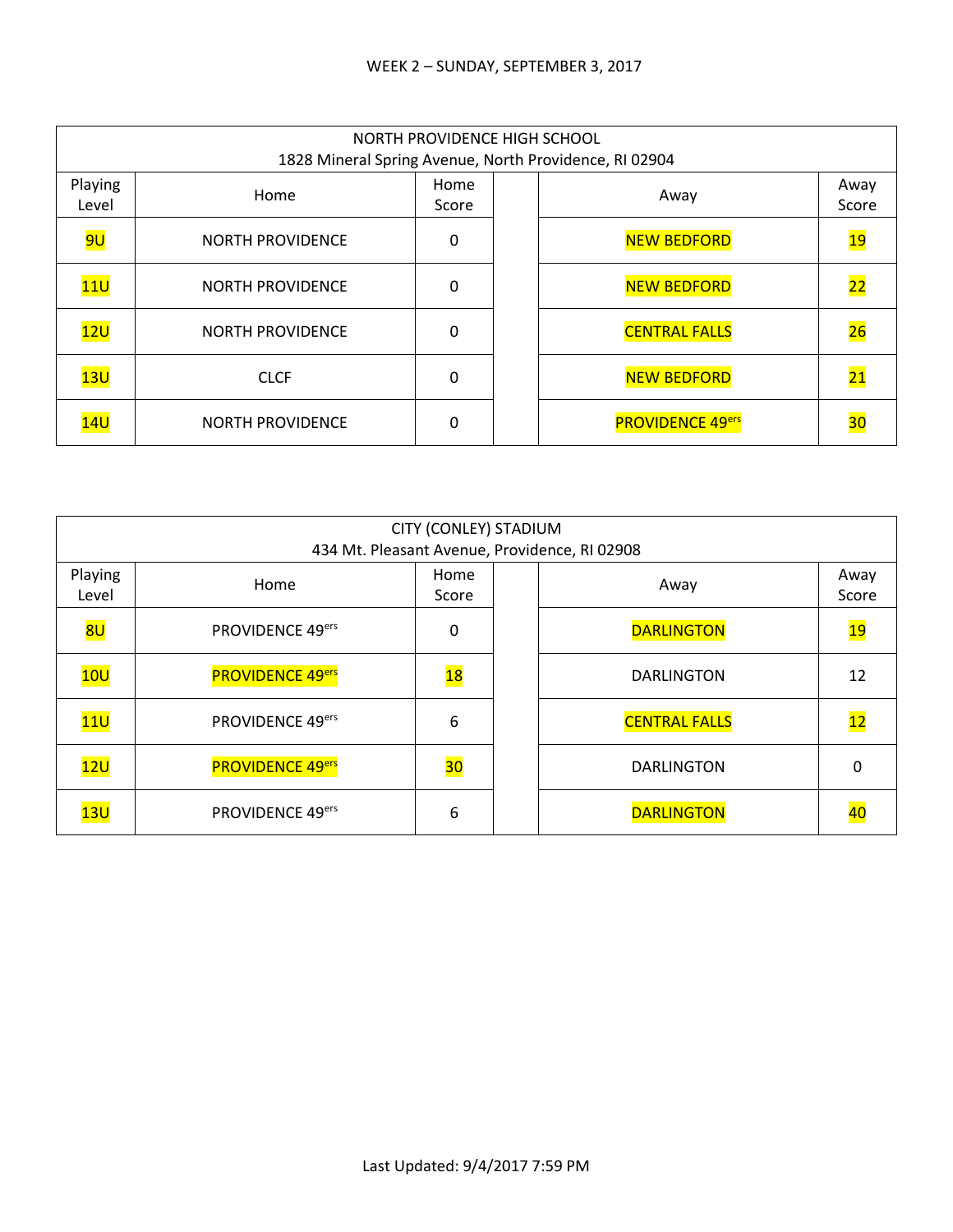WEEK 2 – SUNDAY, SEPTEMBER 3, 2017

| NORTH PROVIDENCE HIGH SCHOOL<br>1828 Mineral Spring Avenue, North Providence, RI 02904 | | | | | |
|---|---|---|---|---|---|
| Playing Level | Home | Home Score | | Away | Away Score |
| 9U | NORTH PROVIDENCE | 0 | | NEW BEDFORD | 19 |
| 11U | NORTH PROVIDENCE | 0 | | NEW BEDFORD | 22 |
| 12U | NORTH PROVIDENCE | 0 | | CENTRAL FALLS | 26 |
| 13U | CLCF | 0 | | NEW BEDFORD | 21 |
| 14U | NORTH PROVIDENCE | 0 | | PROVIDENCE 49ers | 30 |

| CITY (CONLEY) STADIUM<br>434 Mt. Pleasant Avenue, Providence, RI 02908 | | | | | |
|---|---|---|---|---|---|
| Playing Level | Home | Home Score | | Away | Away Score |
| 8U | PROVIDENCE 49ers | 0 | | DARLINGTON | 19 |
| 10U | PROVIDENCE 49ers | 18 | | DARLINGTON | 12 |
| 11U | PROVIDENCE 49ers | 6 | | CENTRAL FALLS | 12 |
| 12U | PROVIDENCE 49ers | 30 | | DARLINGTON | 0 |
| 13U | PROVIDENCE 49ers | 6 | | DARLINGTON | 40 |

Last Updated: 9/4/2017 7:59 PM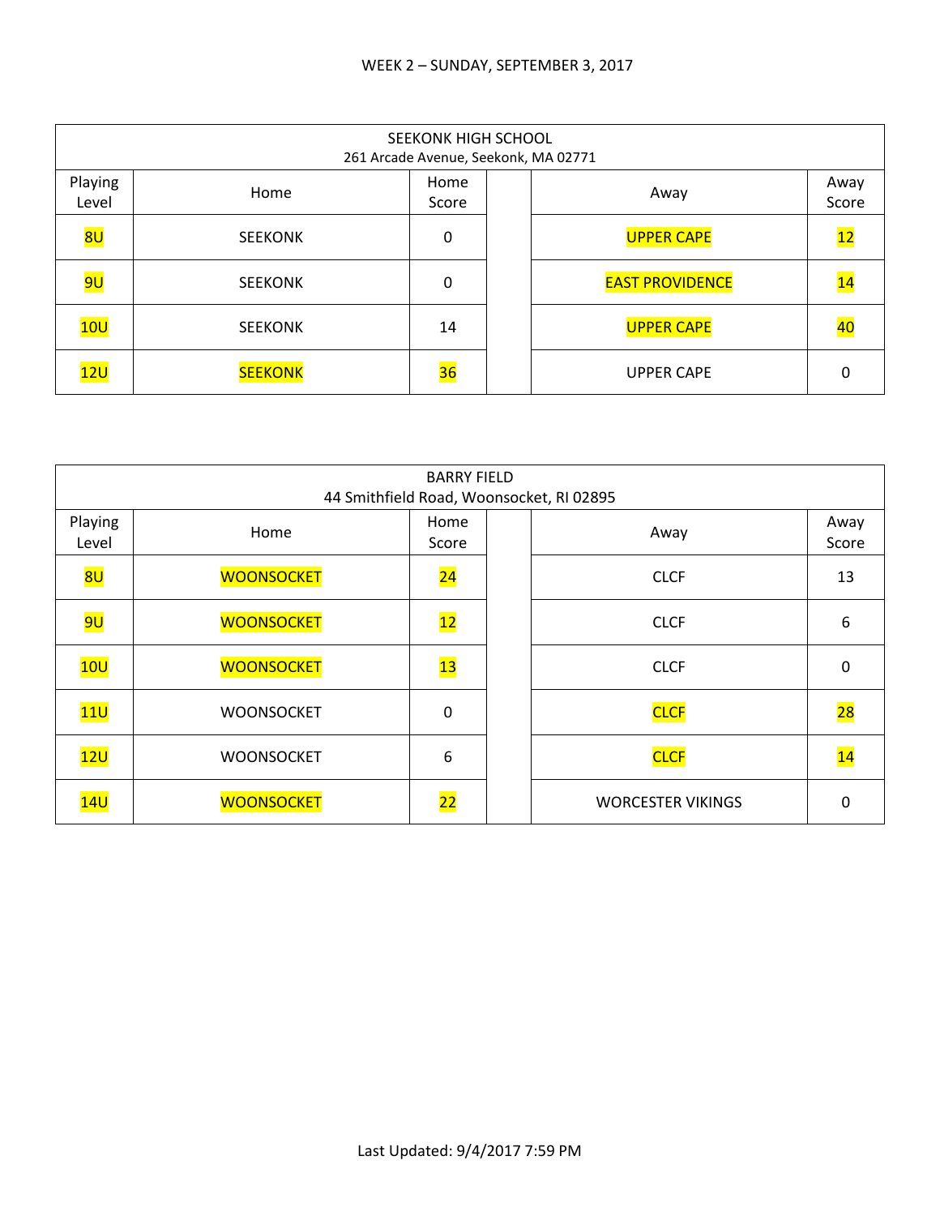WEEK 2 – SUNDAY, SEPTEMBER 3, 2017

| SEEKONK HIGH SCHOOL<br>261 Arcade Avenue, Seekonk, MA 02771 | | | | | |
|---|---|---|---|---|---|
| Playing Level | Home | Home Score | | Away | Away Score |
| 8U | SEEKONK | 0 | | UPPER CAPE | 12 |
| 9U | SEEKONK | 0 | | EAST PROVIDENCE | 14 |
| 10U | SEEKONK | 14 | | UPPER CAPE | 40 |
| 12U | SEEKONK | 36 | | UPPER CAPE | 0 |

| BARRY FIELD<br>44 Smithfield Road, Woonsocket, RI 02895 | | | | | |
|---|---|---|---|---|---|
| Playing Level | Home | Home Score | | Away | Away Score |
| 8U | WOONSOCKET | 24 | | CLCF | 13 |
| 9U | WOONSOCKET | 12 | | CLCF | 6 |
| 10U | WOONSOCKET | 13 | | CLCF | 0 |
| 11U | WOONSOCKET | 0 | | CLCF | 28 |
| 12U | WOONSOCKET | 6 | | CLCF | 14 |
| 14U | WOONSOCKET | 22 | | WORCESTER VIKINGS | 0 |

Last Updated: 9/4/2017 7:59 PM